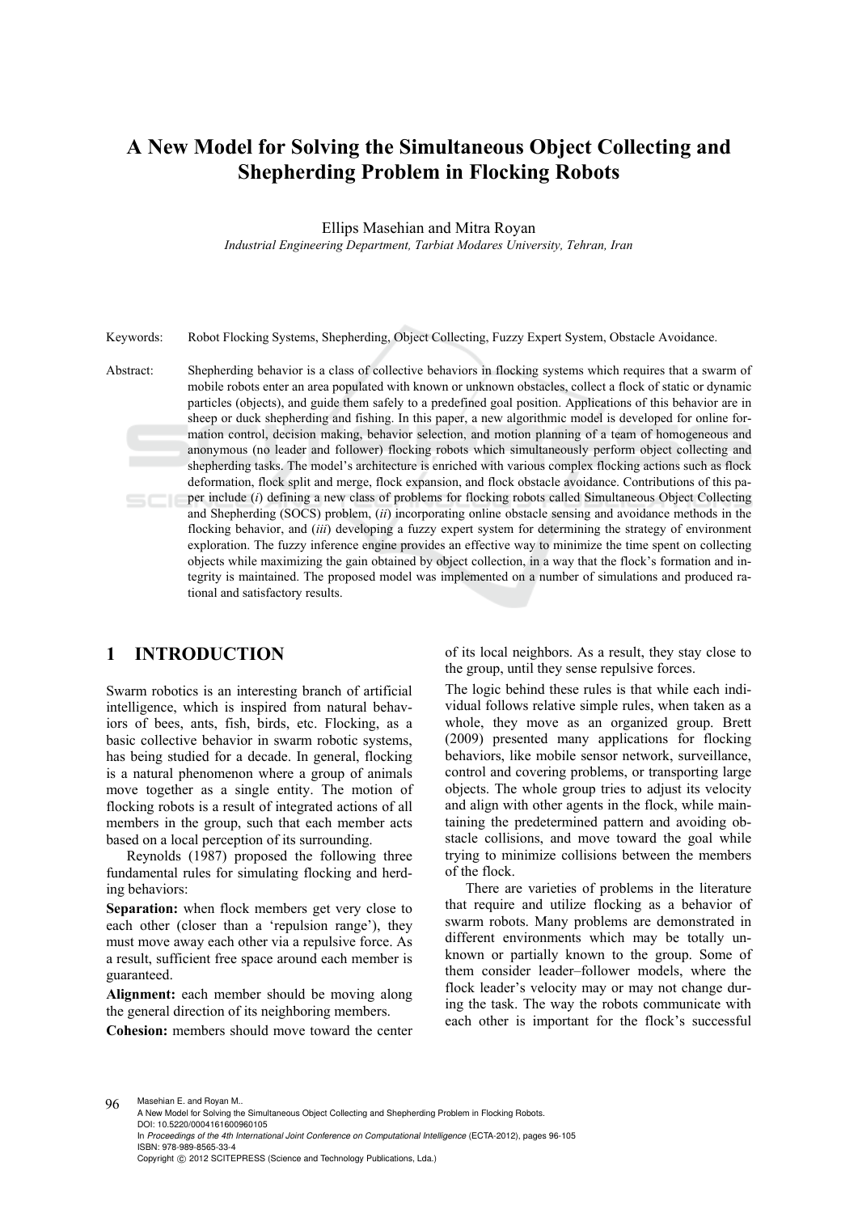# A New Model for Solving the Simultaneous Object Collecting and Shepherding Problem in Flocking Robots

Ellips Masehian and Mitra Royan

*Industrial Engineering Department, Tarbiat Modares University, Tehran, Iran*

Keywords: Robot Flocking Systems, Shepherding, Object Collecting, Fuzzy Expert System, Obstacle Avoidance.

Abstract: Shepherding behavior is a class of collective behaviors in flocking systems which requires that a swarm of mobile robots enter an area populated with known or unknown obstacles, collect a flock of static or dynamic particles (objects), and guide them safely to a predefined goal position. Applications of this behavior are in sheep or duck shepherding and fishing. In this paper, a new algorithmic model is developed for online formation control, decision making, behavior selection, and motion planning of a team of homogeneous and anonymous (no leader and follower) flocking robots which simultaneously perform object collecting and shepherding tasks. The model's architecture is enriched with various complex flocking actions such as flock deformation, flock split and merge, flock expansion, and flock obstacle avoidance. Contributions of this paper include (*i*) defining a new class of problems for flocking robots called Simultaneous Object Collecting and Shepherding (SOCS) problem, (*ii*) incorporating online obstacle sensing and avoidance methods in the flocking behavior, and (*iii*) developing a fuzzy expert system for determining the strategy of environment exploration. The fuzzy inference engine provides an effective way to minimize the time spent on collecting objects while maximizing the gain obtained by object collection, in a way that the flock's formation and integrity is maintained. The proposed model was implemented on a number of simulations and produced rational and satisfactory results.

## 1 INTRODUCTION

Swarm robotics is an interesting branch of artificial intelligence, which is inspired from natural behaviors of bees, ants, fish, birds, etc. Flocking, as a basic collective behavior in swarm robotic systems, has being studied for a decade. In general, flocking is a natural phenomenon where a group of animals move together as a single entity. The motion of flocking robots is a result of integrated actions of all members in the group, such that each member acts based on a local perception of its surrounding.

Reynolds (1987) proposed the following three fundamental rules for simulating flocking and herding behaviors:

**Separation:** when flock members get very close to each other (closer than a 'repulsion range'), they must move away each other via a repulsive force. As a result, sufficient free space around each member is guaranteed.

**Alignment:** each member should be moving along the general direction of its neighboring members.

**Cohesion:** members should move toward the center of its local neighbors. As a result, they stay close to the group, until they sense repulsive forces.

The logic behind these rules is that while each individual follows relative simple rules, when taken as a whole, they move as an organized group. Brett (2009) presented many applications for flocking behaviors, like mobile sensor network, surveillance, control and covering problems, or transporting large objects. The whole group tries to adjust its velocity and align with other agents in the flock, while maintaining the predetermined pattern and avoiding obstacle collisions, and move toward the goal while trying to minimize collisions between the members of the flock.

There are varieties of problems in the literature that require and utilize flocking as a behavior of swarm robots. Many problems are demonstrated in different environments which may be totally unknown or partially known to the group. Some of them consider leader–follower models, where the flock leader's velocity may or may not change during the task. The way the robots communicate with each other is important for the flock's successful

Masehian E. and Royan M..
A New Model for Solving the Simultaneous Object Collecting and Shepherding Problem in Flocking Robots.
DOI: 10.5220/0004161600960105
In *Proceedings of the 4th International Joint Conference on Computational Intelligence* (ECTA-2012), pages 96-105
ISBN: 978-989-8565-33-4
Copyright © 2012 SCITEPRESS (Science and Technology Publications, Lda.)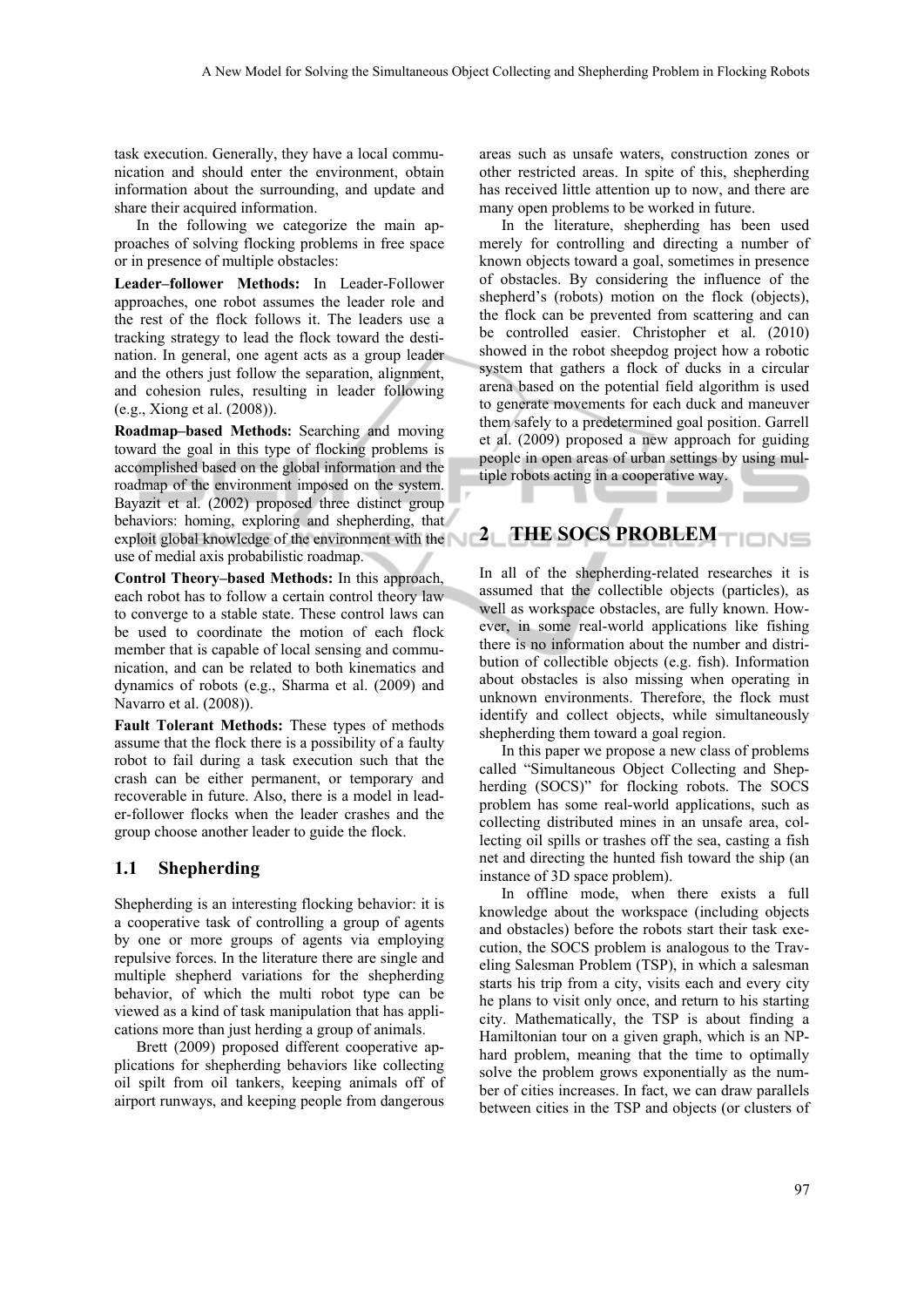task execution. Generally, they have a local communication and should enter the environment, obtain information about the surrounding, and update and share their acquired information.

In the following we categorize the main approaches of solving flocking problems in free space or in presence of multiple obstacles:

**Leader–follower Methods:** In Leader-Follower approaches, one robot assumes the leader role and the rest of the flock follows it. The leaders use a tracking strategy to lead the flock toward the destination. In general, one agent acts as a group leader and the others just follow the separation, alignment, and cohesion rules, resulting in leader following (e.g., Xiong et al. (2008)).

**Roadmap–based Methods:** Searching and moving toward the goal in this type of flocking problems is accomplished based on the global information and the roadmap of the environment imposed on the system. Bayazit et al. (2002) proposed three distinct group behaviors: homing, exploring and shepherding, that exploit global knowledge of the environment with the use of medial axis probabilistic roadmap.

**Control Theory–based Methods:** In this approach, each robot has to follow a certain control theory law to converge to a stable state. These control laws can be used to coordinate the motion of each flock member that is capable of local sensing and communication, and can be related to both kinematics and dynamics of robots (e.g., Sharma et al. (2009) and Navarro et al. (2008)).

**Fault Tolerant Methods:** These types of methods assume that the flock there is a possibility of a faulty robot to fail during a task execution such that the crash can be either permanent, or temporary and recoverable in future. Also, there is a model in leader-follower flocks when the leader crashes and the group choose another leader to guide the flock.

### 1.1 Shepherding

Shepherding is an interesting flocking behavior: it is a cooperative task of controlling a group of agents by one or more groups of agents via employing repulsive forces. In the literature there are single and multiple shepherd variations for the shepherding behavior, of which the multi robot type can be viewed as a kind of task manipulation that has applications more than just herding a group of animals.

Brett (2009) proposed different cooperative applications for shepherding behaviors like collecting oil spilt from oil tankers, keeping animals off of airport runways, and keeping people from dangerous areas such as unsafe waters, construction zones or other restricted areas. In spite of this, shepherding has received little attention up to now, and there are many open problems to be worked in future.

In the literature, shepherding has been used merely for controlling and directing a number of known objects toward a goal, sometimes in presence of obstacles. By considering the influence of the shepherd's (robots) motion on the flock (objects), the flock can be prevented from scattering and can be controlled easier. Christopher et al. (2010) showed in the robot sheepdog project how a robotic system that gathers a flock of ducks in a circular arena based on the potential field algorithm is used to generate movements for each duck and maneuver them safely to a predetermined goal position. Garrell et al. (2009) proposed a new approach for guiding people in open areas of urban settings by using multiple robots acting in a cooperative way.

## 2 THE SOCS PROBLEM

In all of the shepherding-related researches it is assumed that the collectible objects (particles), as well as workspace obstacles, are fully known. However, in some real-world applications like fishing there is no information about the number and distribution of collectible objects (e.g. fish). Information about obstacles is also missing when operating in unknown environments. Therefore, the flock must identify and collect objects, while simultaneously shepherding them toward a goal region.

In this paper we propose a new class of problems called "Simultaneous Object Collecting and Shepherding (SOCS)" for flocking robots. The SOCS problem has some real-world applications, such as collecting distributed mines in an unsafe area, collecting oil spills or trashes off the sea, casting a fish net and directing the hunted fish toward the ship (an instance of 3D space problem).

In offline mode, when there exists a full knowledge about the workspace (including objects and obstacles) before the robots start their task execution, the SOCS problem is analogous to the Traveling Salesman Problem (TSP), in which a salesman starts his trip from a city, visits each and every city he plans to visit only once, and return to his starting city. Mathematically, the TSP is about finding a Hamiltonian tour on a given graph, which is an NP-hard problem, meaning that the time to optimally solve the problem grows exponentially as the number of cities increases. In fact, we can draw parallels between cities in the TSP and objects (or clusters of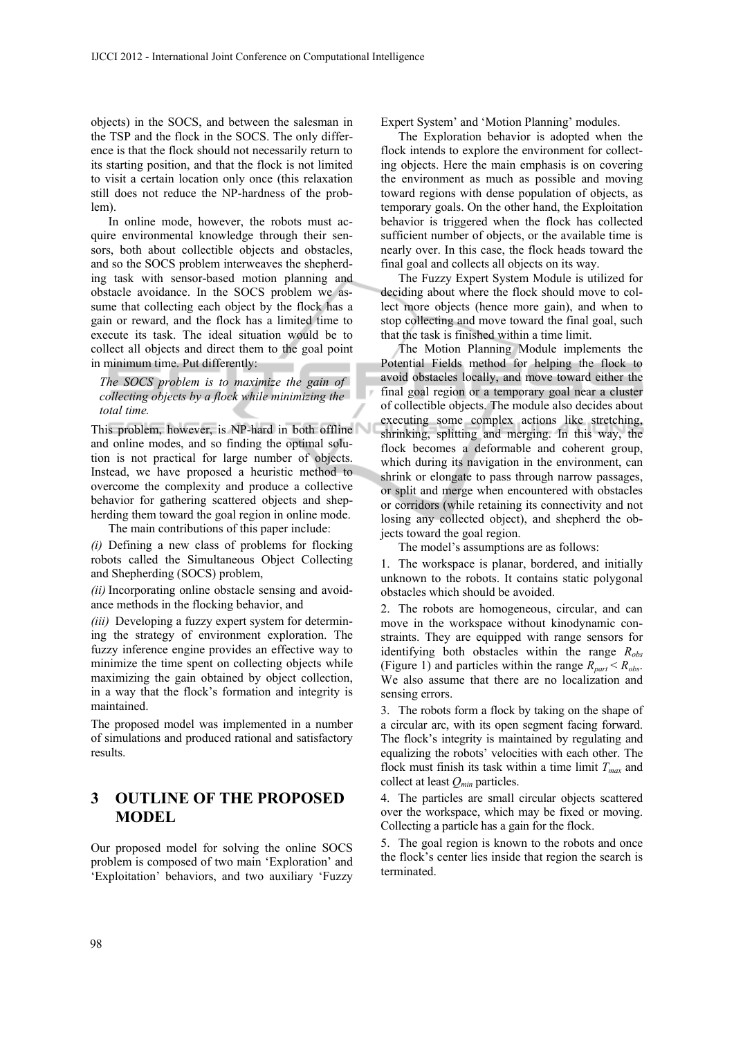objects) in the SOCS, and between the salesman in the TSP and the flock in the SOCS. The only difference is that the flock should not necessarily return to its starting position, and that the flock is not limited to visit a certain location only once (this relaxation still does not reduce the NP-hardness of the problem).

In online mode, however, the robots must acquire environmental knowledge through their sensors, both about collectible objects and obstacles, and so the SOCS problem interweaves the shepherding task with sensor-based motion planning and obstacle avoidance. In the SOCS problem we assume that collecting each object by the flock has a gain or reward, and the flock has a limited time to execute its task. The ideal situation would be to collect all objects and direct them to the goal point in minimum time. Put differently:

*The SOCS problem is to maximize the gain of collecting objects by a flock while minimizing the total time.*

This problem, however, is NP-hard in both offline and online modes, and so finding the optimal solution is not practical for large number of objects. Instead, we have proposed a heuristic method to overcome the complexity and produce a collective behavior for gathering scattered objects and shepherding them toward the goal region in online mode.

The main contributions of this paper include:

*(i)* Defining a new class of problems for flocking robots called the Simultaneous Object Collecting and Shepherding (SOCS) problem,

*(ii)* Incorporating online obstacle sensing and avoidance methods in the flocking behavior, and

*(iii)* Developing a fuzzy expert system for determining the strategy of environment exploration. The fuzzy inference engine provides an effective way to minimize the time spent on collecting objects while maximizing the gain obtained by object collection, in a way that the flock's formation and integrity is maintained.

The proposed model was implemented in a number of simulations and produced rational and satisfactory results.

## 3 OUTLINE OF THE PROPOSED MODEL

Our proposed model for solving the online SOCS problem is composed of two main 'Exploration' and 'Exploitation' behaviors, and two auxiliary 'Fuzzy Expert System' and 'Motion Planning' modules.

The Exploration behavior is adopted when the flock intends to explore the environment for collecting objects. Here the main emphasis is on covering the environment as much as possible and moving toward regions with dense population of objects, as temporary goals. On the other hand, the Exploitation behavior is triggered when the flock has collected sufficient number of objects, or the available time is nearly over. In this case, the flock heads toward the final goal and collects all objects on its way.

The Fuzzy Expert System Module is utilized for deciding about where the flock should move to collect more objects (hence more gain), and when to stop collecting and move toward the final goal, such that the task is finished within a time limit.

The Motion Planning Module implements the Potential Fields method for helping the flock to avoid obstacles locally, and move toward either the final goal region or a temporary goal near a cluster of collectible objects. The module also decides about executing some complex actions like stretching, shrinking, splitting and merging. In this way, the flock becomes a deformable and coherent group, which during its navigation in the environment, can shrink or elongate to pass through narrow passages, or split and merge when encountered with obstacles or corridors (while retaining its connectivity and not losing any collected object), and shepherd the objects toward the goal region.

The model's assumptions are as follows:

1. The workspace is planar, bordered, and initially unknown to the robots. It contains static polygonal obstacles which should be avoided.

2. The robots are homogeneous, circular, and can move in the workspace without kinodynamic constraints. They are equipped with range sensors for identifying both obstacles within the range $R_{obs}$ (Figure 1) and particles within the range $R_{part} < R_{obs}$. We also assume that there are no localization and sensing errors.

3. The robots form a flock by taking on the shape of a circular arc, with its open segment facing forward. The flock's integrity is maintained by regulating and equalizing the robots' velocities with each other. The flock must finish its task within a time limit $T_{max}$ and collect at least $Q_{min}$ particles.

4. The particles are small circular objects scattered over the workspace, which may be fixed or moving. Collecting a particle has a gain for the flock.

5. The goal region is known to the robots and once the flock's center lies inside that region the search is terminated.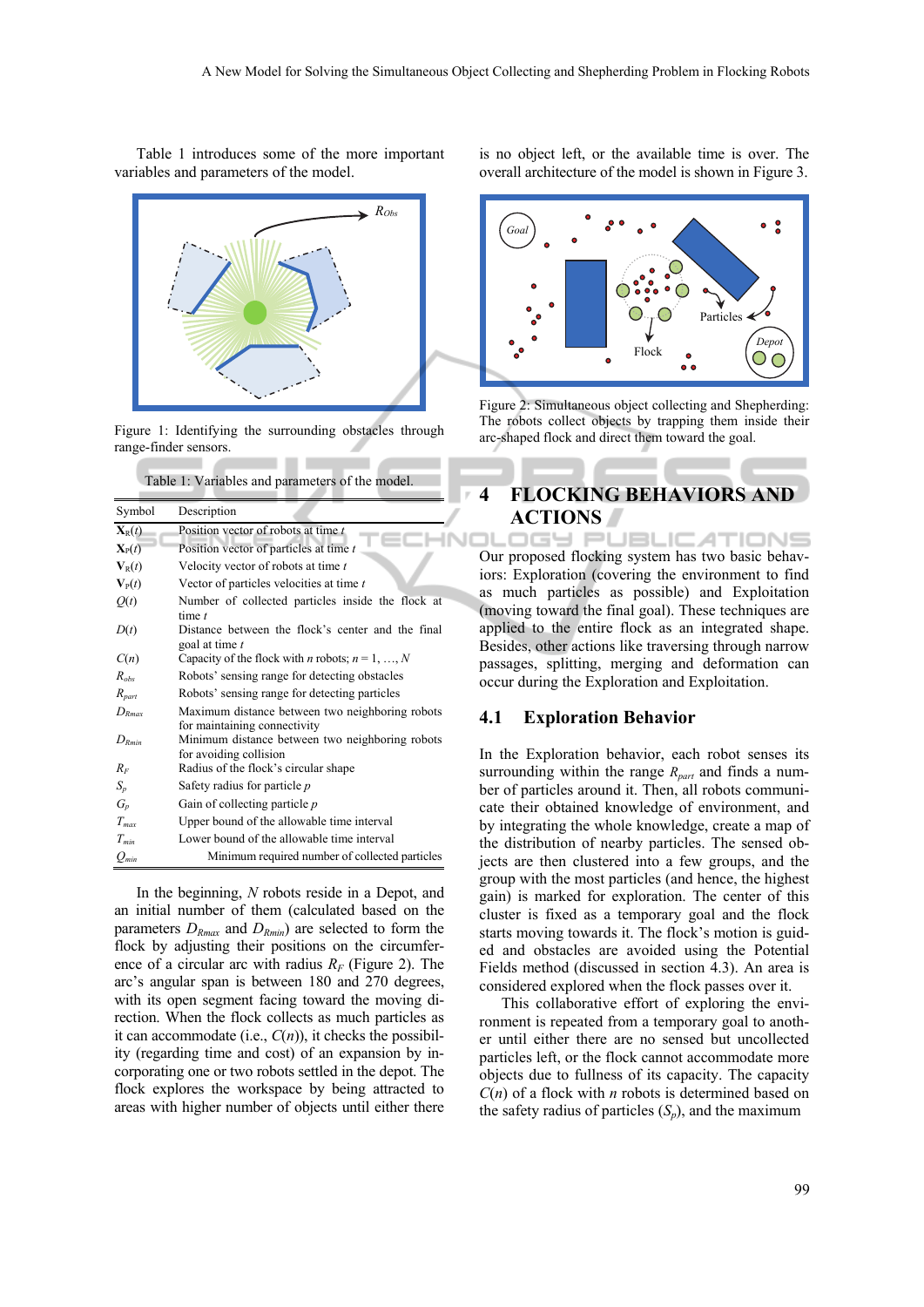Table 1 introduces some of the more important variables and parameters of the model.

Figure 1: Identifying the surrounding obstacles through range-finder sensors.

Table 1: Variables and parameters of the model.

| Symbol | Description |
|---|---|
| $\mathbf{X}_R(t)$ | Position vector of robots at time $t$ |
| $\mathbf{X}_P(t)$ | Position vector of particles at time $t$ |
| $\mathbf{V}_R(t)$ | Velocity vector of robots at time $t$ |
| $\mathbf{V}_P(t)$ | Vector of particles velocities at time $t$ |
| $Q(t)$ | Number of collected particles inside the flock at time $t$ |
| $D(t)$ | Distance between the flock's center and the final goal at time $t$ |
| $C(n)$ | Capacity of the flock with $n$ robots; $n = 1, \ldots, N$ |
| $R_{obs}$ | Robots' sensing range for detecting obstacles |
| $R_{part}$ | Robots' sensing range for detecting particles |
| $D_{Rmax}$ | Maximum distance between two neighboring robots for maintaining connectivity |
| $D_{Rmin}$ | Minimum distance between two neighboring robots for avoiding collision |
| $R_F$ | Radius of the flock's circular shape |
| $S_p$ | Safety radius for particle $p$ |
| $G_p$ | Gain of collecting particle $p$ |
| $T_{max}$ | Upper bound of the allowable time interval |
| $T_{min}$ | Lower bound of the allowable time interval |
| $Q_{min}$ | Minimum required number of collected particles |

In the beginning, $N$ robots reside in a Depot, and an initial number of them (calculated based on the parameters $D_{Rmax}$ and $D_{Rmin}$) are selected to form the flock by adjusting their positions on the circumference of a circular arc with radius $R_F$ (Figure 2). The arc's angular span is between 180 and 270 degrees, with its open segment facing toward the moving direction. When the flock collects as much particles as it can accommodate (i.e., $C(n)$), it checks the possibility (regarding time and cost) of an expansion by incorporating one or two robots settled in the depot. The flock explores the workspace by being attracted to areas with higher number of objects until either there is no object left, or the available time is over. The overall architecture of the model is shown in Figure 3.

Figure 2: Simultaneous object collecting and Shepherding: The robots collect objects by trapping them inside their arc-shaped flock and direct them toward the goal.

## 4 FLOCKING BEHAVIORS AND ACTIONS

Our proposed flocking system has two basic behaviors: Exploration (covering the environment to find as much particles as possible) and Exploitation (moving toward the final goal). These techniques are applied to the entire flock as an integrated shape. Besides, other actions like traversing through narrow passages, splitting, merging and deformation can occur during the Exploration and Exploitation.

### 4.1 Exploration Behavior

In the Exploration behavior, each robot senses its surrounding within the range $R_{part}$ and finds a number of particles around it. Then, all robots communicate their obtained knowledge of environment, and by integrating the whole knowledge, create a map of the distribution of nearby particles. The sensed objects are then clustered into a few groups, and the group with the most particles (and hence, the highest gain) is marked for exploration. The center of this cluster is fixed as a temporary goal and the flock starts moving towards it. The flock's motion is guided and obstacles are avoided using the Potential Fields method (discussed in section 4.3). An area is considered explored when the flock passes over it.

This collaborative effort of exploring the environment is repeated from a temporary goal to another until either there are no sensed but uncollected particles left, or the flock cannot accommodate more objects due to fullness of its capacity. The capacity $C(n)$ of a flock with $n$ robots is determined based on the safety radius of particles ($S_p$), and the maximum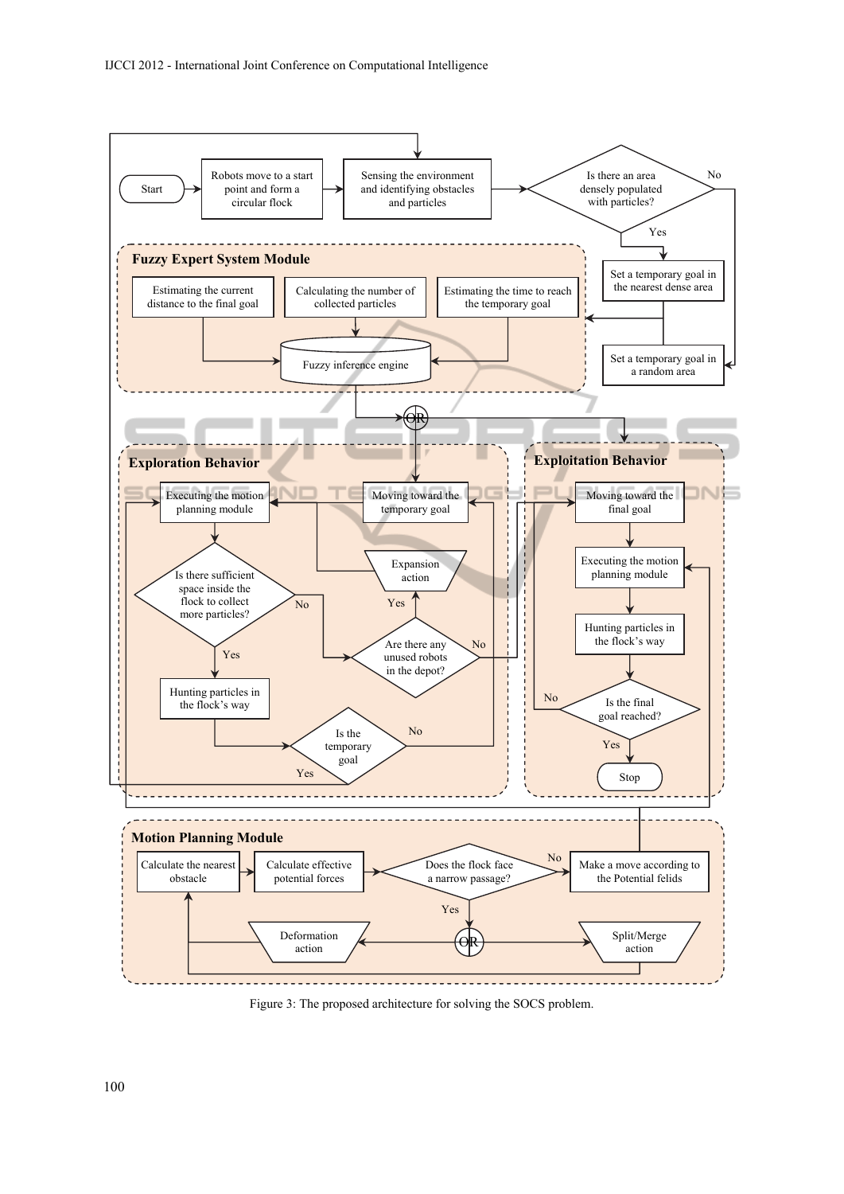Figure 3: The proposed architecture for solving the SOCS problem.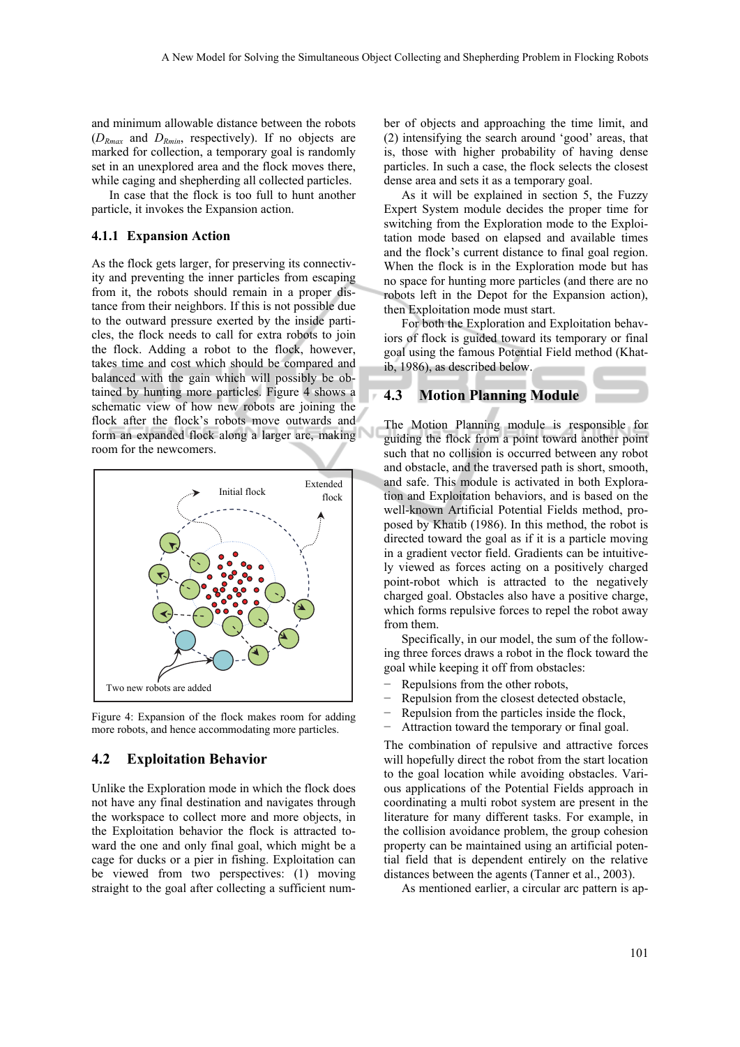and minimum allowable distance between the robots ($D_{Rmax}$ and $D_{Rmin}$, respectively). If no objects are marked for collection, a temporary goal is randomly set in an unexplored area and the flock moves there, while caging and shepherding all collected particles.

In case that the flock is too full to hunt another particle, it invokes the Expansion action.

#### 4.1.1 Expansion Action

As the flock gets larger, for preserving its connectivity and preventing the inner particles from escaping from it, the robots should remain in a proper distance from their neighbors. If this is not possible due to the outward pressure exerted by the inside particles, the flock needs to call for extra robots to join the flock. Adding a robot to the flock, however, takes time and cost which should be compared and balanced with the gain which will possibly be obtained by hunting more particles. Figure 4 shows a schematic view of how new robots are joining the flock after the flock's robots move outwards and form an expanded flock along a larger arc, making room for the newcomers.

Figure 4: Expansion of the flock makes room for adding more robots, and hence accommodating more particles.

### 4.2 Exploitation Behavior

Unlike the Exploration mode in which the flock does not have any final destination and navigates through the workspace to collect more and more objects, in the Exploitation behavior the flock is attracted toward the one and only final goal, which might be a cage for ducks or a pier in fishing. Exploitation can be viewed from two perspectives: (1) moving straight to the goal after collecting a sufficient number of objects and approaching the time limit, and (2) intensifying the search around 'good' areas, that is, those with higher probability of having dense particles. In such a case, the flock selects the closest dense area and sets it as a temporary goal.

As it will be explained in section 5, the Fuzzy Expert System module decides the proper time for switching from the Exploration mode to the Exploitation mode based on elapsed and available times and the flock's current distance to final goal region. When the flock is in the Exploration mode but has no space for hunting more particles (and there are no robots left in the Depot for the Expansion action), then Exploitation mode must start.

For both the Exploration and Exploitation behaviors of flock is guided toward its temporary or final goal using the famous Potential Field method (Khatib, 1986), as described below.

### 4.3 Motion Planning Module

The Motion Planning module is responsible for guiding the flock from a point toward another point such that no collision is occurred between any robot and obstacle, and the traversed path is short, smooth, and safe. This module is activated in both Exploration and Exploitation behaviors, and is based on the well-known Artificial Potential Fields method, proposed by Khatib (1986). In this method, the robot is directed toward the goal as if it is a particle moving in a gradient vector field. Gradients can be intuitively viewed as forces acting on a positively charged point-robot which is attracted to the negatively charged goal. Obstacles also have a positive charge, which forms repulsive forces to repel the robot away from them.

Specifically, in our model, the sum of the following three forces draws a robot in the flock toward the goal while keeping it off from obstacles:

- Repulsions from the other robots,
- Repulsion from the closest detected obstacle,
- Repulsion from the particles inside the flock,
- Attraction toward the temporary or final goal.

The combination of repulsive and attractive forces will hopefully direct the robot from the start location to the goal location while avoiding obstacles. Various applications of the Potential Fields approach in coordinating a multi robot system are present in the literature for many different tasks. For example, in the collision avoidance problem, the group cohesion property can be maintained using an artificial potential field that is dependent entirely on the relative distances between the agents (Tanner et al., 2003).

As mentioned earlier, a circular arc pattern is ap-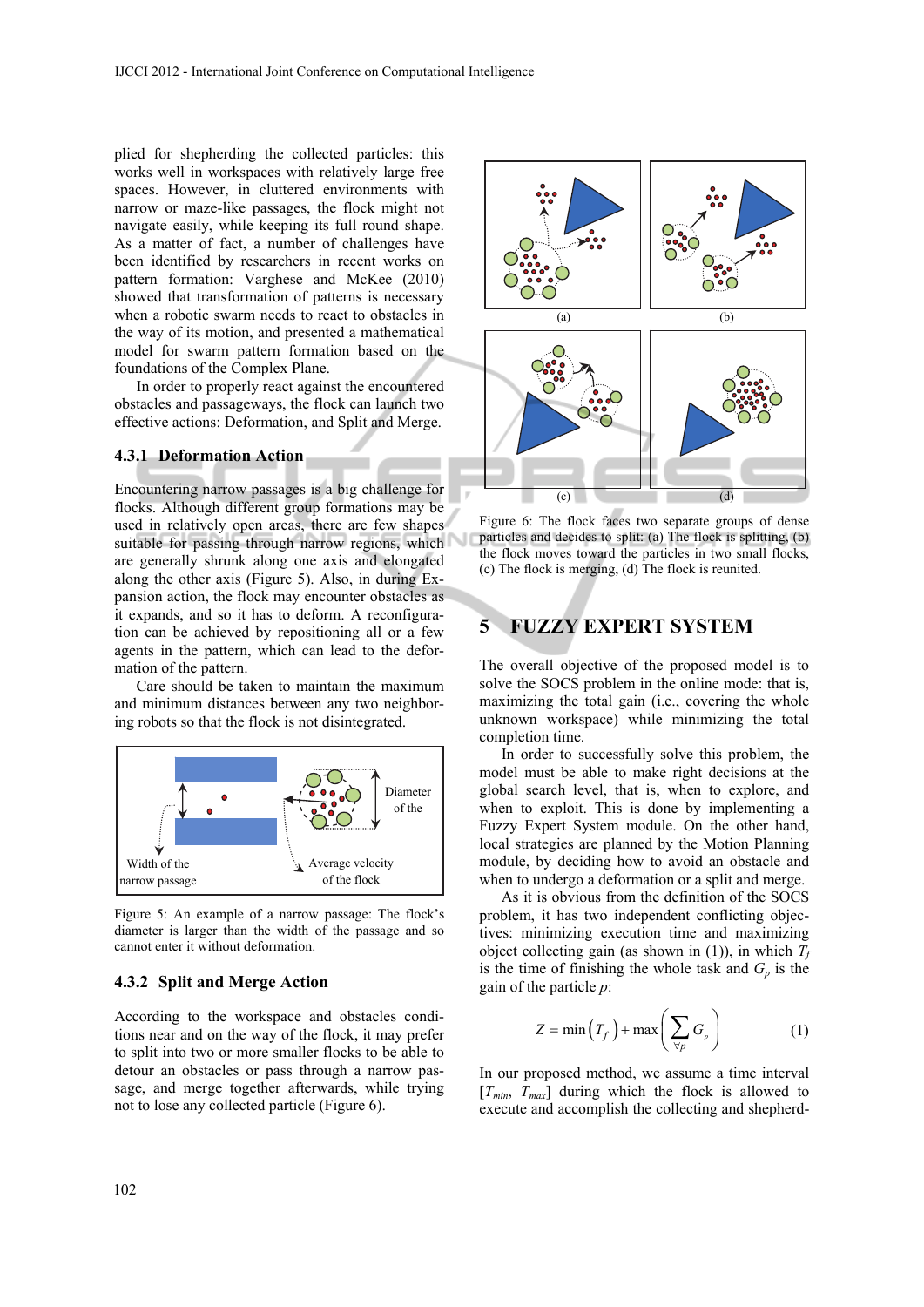plied for shepherding the collected particles: this works well in workspaces with relatively large free spaces. However, in cluttered environments with narrow or maze-like passages, the flock might not navigate easily, while keeping its full round shape. As a matter of fact, a number of challenges have been identified by researchers in recent works on pattern formation: Varghese and McKee (2010) showed that transformation of patterns is necessary when a robotic swarm needs to react to obstacles in the way of its motion, and presented a mathematical model for swarm pattern formation based on the foundations of the Complex Plane.

In order to properly react against the encountered obstacles and passageways, the flock can launch two effective actions: Deformation, and Split and Merge.

#### 4.3.1 Deformation Action

Encountering narrow passages is a big challenge for flocks. Although different group formations may be used in relatively open areas, there are few shapes suitable for passing through narrow regions, which are generally shrunk along one axis and elongated along the other axis (Figure 5). Also, in during Expansion action, the flock may encounter obstacles as it expands, and so it has to deform. A reconfiguration can be achieved by repositioning all or a few agents in the pattern, which can lead to the deformation of the pattern.

Care should be taken to maintain the maximum and minimum distances between any two neighboring robots so that the flock is not disintegrated.

Figure 5: An example of a narrow passage: The flock's diameter is larger than the width of the passage and so cannot enter it without deformation.

#### 4.3.2 Split and Merge Action

According to the workspace and obstacles conditions near and on the way of the flock, it may prefer to split into two or more smaller flocks to be able to detour an obstacles or pass through a narrow passage, and merge together afterwards, while trying not to lose any collected particle (Figure 6).

Figure 6: The flock faces two separate groups of dense particles and decides to split: (a) The flock is splitting, (b) the flock moves toward the particles in two small flocks, (c) The flock is merging, (d) The flock is reunited.

## 5 FUZZY EXPERT SYSTEM

The overall objective of the proposed model is to solve the SOCS problem in the online mode: that is, maximizing the total gain (i.e., covering the whole unknown workspace) while minimizing the total completion time.

In order to successfully solve this problem, the model must be able to make right decisions at the global search level, that is, when to explore, and when to exploit. This is done by implementing a Fuzzy Expert System module. On the other hand, local strategies are planned by the Motion Planning module, by deciding how to avoid an obstacle and when to undergo a deformation or a split and merge.

As it is obvious from the definition of the SOCS problem, it has two independent conflicting objectives: minimizing execution time and maximizing object collecting gain (as shown in (1)), in which $T_f$ is the time of finishing the whole task and $G_p$ is the gain of the particle $p$:

$$Z = \min\left(T_f\right) + \max\left(\sum_{\forall p} G_p\right) \tag{1}$$

In our proposed method, we assume a time interval $[T_{min}, T_{max}]$ during which the flock is allowed to execute and accomplish the collecting and shepherd-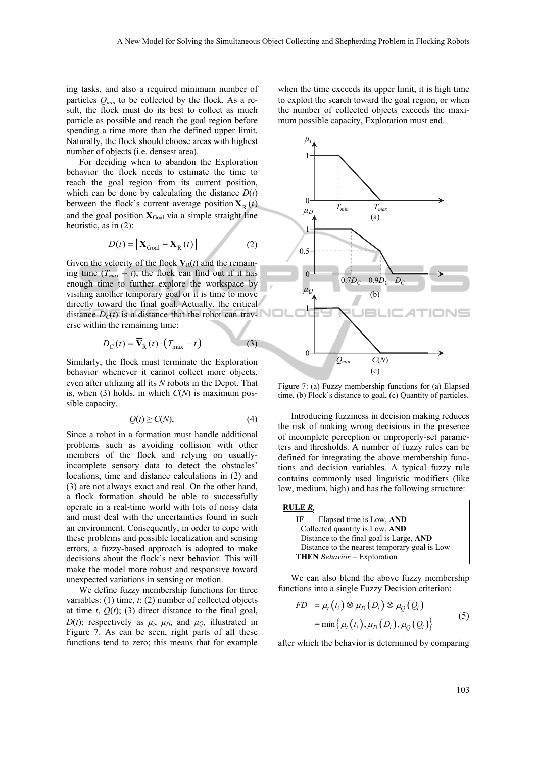ing tasks, and also a required minimum number of particles $Q_{min}$ to be collected by the flock. As a result, the flock must do its best to collect as much particle as possible and reach the goal region before spending a time more than the defined upper limit. Naturally, the flock should choose areas with highest number of objects (i.e. densest area).

For deciding when to abandon the Exploration behavior the flock needs to estimate the time to reach the goal region from its current position, which can be done by calculating the distance $D(t)$ between the flock's current average position $\overline{\mathbf{X}}_{\mathrm{R}}(t)$ and the goal position $\mathbf{X}_{\mathrm{Goal}}$ via a simple straight line heuristic, as in (2):

$$D(t) = \left\| \mathbf{X}_{\mathrm{Goal}} - \overline{\mathbf{X}}_{\mathrm{R}}(t) \right\| \tag{2}$$

Given the velocity of the flock $\mathbf{V}_{\mathrm{R}}(t)$ and the remaining time $(T_{max} - t)$, the flock can find out if it has enough time to further explore the workspace by visiting another temporary goal or it is time to move directly toward the final goal. Actually, the critical distance $D_C(t)$ is a distance that the robot can traverse within the remaining time:

$$D_C(t) = \overline{\mathbf{V}}_{\mathrm{R}}(t) \cdot \left( T_{\max} - t \right) \tag{3}$$

Similarly, the flock must terminate the Exploration behavior whenever it cannot collect more objects, even after utilizing all its $N$ robots in the Depot. That is, when (3) holds, in which $C(N)$ is maximum possible capacity.

$$Q(t) \geq C(N), \tag{4}$$

Since a robot in a formation must handle additional problems such as avoiding collision with other members of the flock and relying on usually-incomplete sensory data to detect the obstacles' locations, time and distance calculations in (2) and (3) are not always exact and real. On the other hand, a flock formation should be able to successfully operate in a real-time world with lots of noisy data and must deal with the uncertainties found in such an environment. Consequently, in order to cope with these problems and possible localization and sensing errors, a fuzzy-based approach is adopted to make decisions about the flock's next behavior. This will make the model more robust and responsive toward unexpected variations in sensing or motion.

We define fuzzy membership functions for three variables: (1) time, $t$; (2) number of collected objects at time $t$, $Q(t)$; (3) direct distance to the final goal, $D(t)$; respectively as $\mu_t$, $\mu_D$, and $\mu_Q$, illustrated in Figure 7. As can be seen, right parts of all these functions tend to zero; this means that for example when the time exceeds its upper limit, it is high time to exploit the search toward the goal region, or when the number of collected objects exceeds the maximum possible capacity, Exploration must end.

Figure 7: (a) Fuzzy membership functions for (a) Elapsed time, (b) Flock's distance to goal, (c) Quantity of particles.

Introducing fuzziness in decision making reduces the risk of making wrong decisions in the presence of incomplete perception or improperly-set parameters and thresholds. A number of fuzzy rules can be defined for integrating the above membership functions and decision variables. A typical fuzzy rule contains commonly used linguistic modifiers (like low, medium, high) and has the following structure:

**RULE $R_i$**
**IF** Elapsed time is Low, **AND**
Collected quantity is Low, **AND**
Distance to the final goal is Large, **AND**
Distance to the nearest temporary goal is Low
**THEN** *Behavior* = Exploration

We can also blend the above fuzzy membership functions into a single Fuzzy Decision criterion:

$$\begin{aligned} FD &= \mu_t\left(t_i\right) \otimes \mu_D\left(D_i\right) \otimes \mu_Q\left(Q_i\right) \\ &= \min\left\{ \mu_t\left(t_i\right), \mu_D\left(D_i\right), \mu_Q\left(Q_i\right) \right\} \end{aligned} \tag{5}$$

after which the behavior is determined by comparing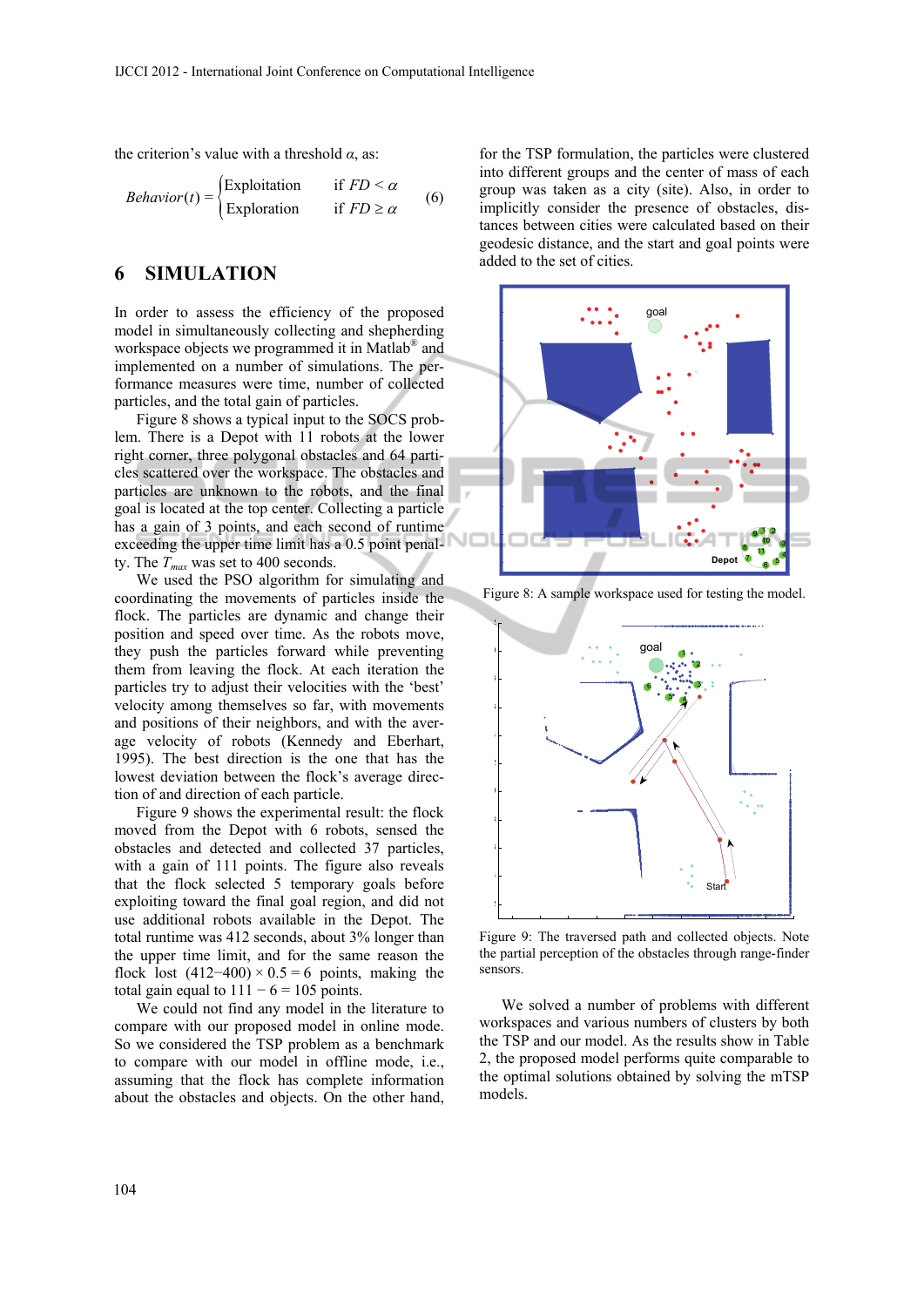the criterion's value with a threshold $\alpha$, as:

$$Behavior(t) = \begin{cases} \text{Exploitation} & \text{if } FD < \alpha \\ \text{Exploration} & \text{if } FD \geq \alpha \end{cases} \qquad (6)$$

## 6 SIMULATION

In order to assess the efficiency of the proposed model in simultaneously collecting and shepherding workspace objects we programmed it in Matlab® and implemented on a number of simulations. The performance measures were time, number of collected particles, and the total gain of particles.

Figure 8 shows a typical input to the SOCS problem. There is a Depot with 11 robots at the lower right corner, three polygonal obstacles and 64 particles scattered over the workspace. The obstacles and particles are unknown to the robots, and the final goal is located at the top center. Collecting a particle has a gain of 3 points, and each second of runtime exceeding the upper time limit has a 0.5 point penalty. The $T_{max}$ was set to 400 seconds.

We used the PSO algorithm for simulating and coordinating the movements of particles inside the flock. The particles are dynamic and change their position and speed over time. As the robots move, they push the particles forward while preventing them from leaving the flock. At each iteration the particles try to adjust their velocities with the 'best' velocity among themselves so far, with movements and positions of their neighbors, and with the average velocity of robots (Kennedy and Eberhart, 1995). The best direction is the one that has the lowest deviation between the flock's average direction of and direction of each particle.

Figure 9 shows the experimental result: the flock moved from the Depot with 6 robots, sensed the obstacles and detected and collected 37 particles, with a gain of 111 points. The figure also reveals that the flock selected 5 temporary goals before exploiting toward the final goal region, and did not use additional robots available in the Depot. The total runtime was 412 seconds, about 3% longer than the upper time limit, and for the same reason the flock lost $(412-400) \times 0.5 = 6$ points, making the total gain equal to $111 - 6 = 105$ points.

We could not find any model in the literature to compare with our proposed model in online mode. So we considered the TSP problem as a benchmark to compare with our model in offline mode, i.e., assuming that the flock has complete information about the obstacles and objects. On the other hand, for the TSP formulation, the particles were clustered into different groups and the center of mass of each group was taken as a city (site). Also, in order to implicitly consider the presence of obstacles, distances between cities were calculated based on their geodesic distance, and the start and goal points were added to the set of cities.

Figure 8: A sample workspace used for testing the model.

Figure 9: The traversed path and collected objects. Note the partial perception of the obstacles through range-finder sensors.

We solved a number of problems with different workspaces and various numbers of clusters by both the TSP and our model. As the results show in Table 2, the proposed model performs quite comparable to the optimal solutions obtained by solving the mTSP models.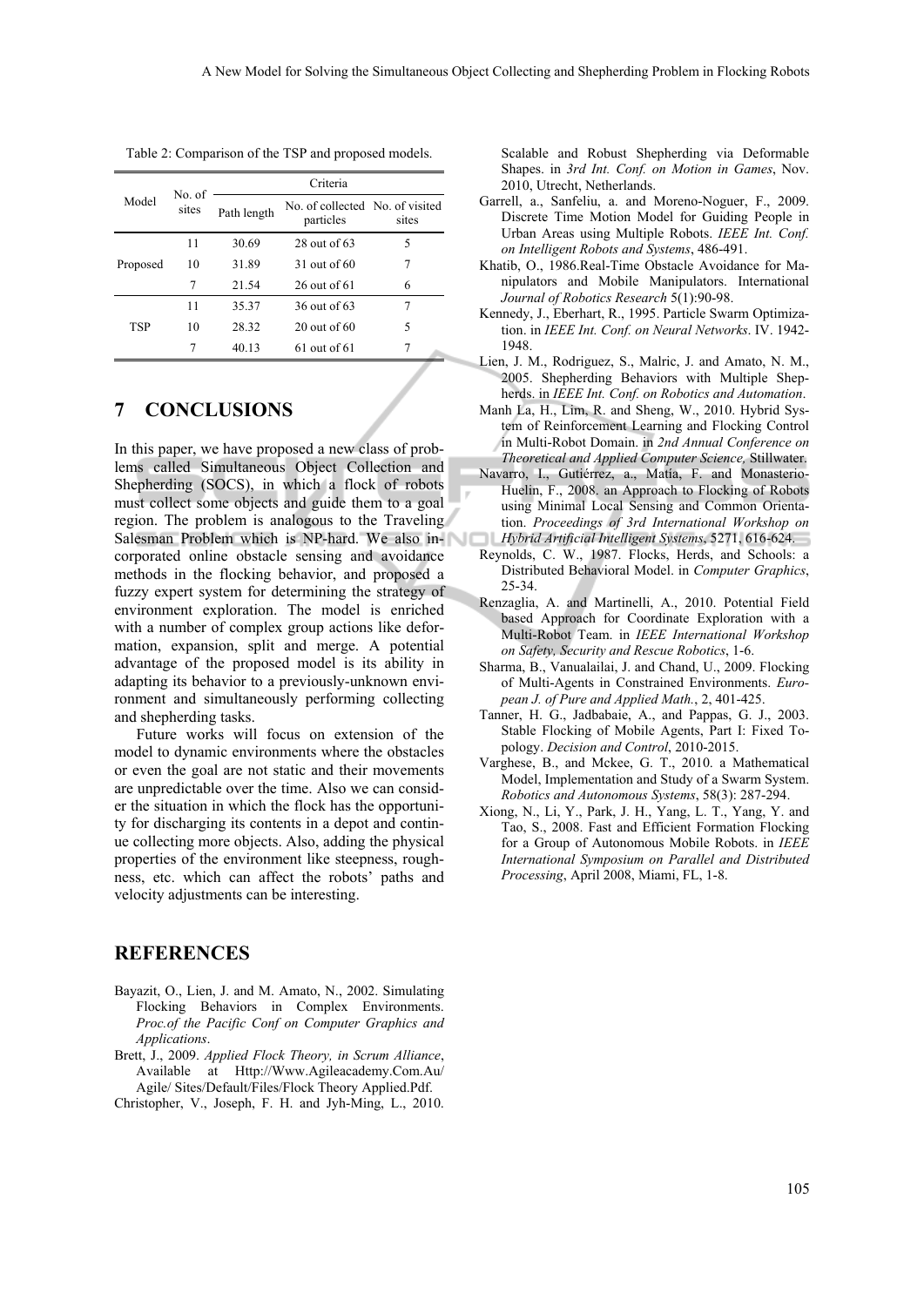Table 2: Comparison of the TSP and proposed models.

| Model | No. of sites | Criteria | | |
|---|---|---|---|---|
| | | Path length | No. of collected particles | No. of visited sites |
| Proposed | 11 | 30.69 | 28 out of 63 | 5 |
| | 10 | 31.89 | 31 out of 60 | 7 |
| | 7 | 21.54 | 26 out of 61 | 6 |
| TSP | 11 | 35.37 | 36 out of 63 | 7 |
| | 10 | 28.32 | 20 out of 60 | 5 |
| | 7 | 40.13 | 61 out of 61 | 7 |

## 7 CONCLUSIONS

In this paper, we have proposed a new class of problems called Simultaneous Object Collection and Shepherding (SOCS), in which a flock of robots must collect some objects and guide them to a goal region. The problem is analogous to the Traveling Salesman Problem which is NP-hard. We also incorporated online obstacle sensing and avoidance methods in the flocking behavior, and proposed a fuzzy expert system for determining the strategy of environment exploration. The model is enriched with a number of complex group actions like deformation, expansion, split and merge. A potential advantage of the proposed model is its ability in adapting its behavior to a previously-unknown environment and simultaneously performing collecting and shepherding tasks.

Future works will focus on extension of the model to dynamic environments where the obstacles or even the goal are not static and their movements are unpredictable over the time. Also we can consider the situation in which the flock has the opportunity for discharging its contents in a depot and continue collecting more objects. Also, adding the physical properties of the environment like steepness, roughness, etc. which can affect the robots' paths and velocity adjustments can be interesting.

## REFERENCES

Bayazit, O., Lien, J. and M. Amato, N., 2002. Simulating Flocking Behaviors in Complex Environments. *Proc.of the Pacific Conf on Computer Graphics and Applications*.

Brett, J., 2009. *Applied Flock Theory, in Scrum Alliance*, Available at Http://Www.Agileacademy.Com.Au/Agile/ Sites/Default/Files/Flock Theory Applied.Pdf.

Christopher, V., Joseph, F. H. and Jyh-Ming, L., 2010. Scalable and Robust Shepherding via Deformable Shapes. in *3rd Int. Conf. on Motion in Games*, Nov. 2010, Utrecht, Netherlands.

Garrell, a., Sanfeliu, a. and Moreno-Noguer, F., 2009. Discrete Time Motion Model for Guiding People in Urban Areas using Multiple Robots. *IEEE Int. Conf. on Intelligent Robots and Systems*, 486-491.

Khatib, O., 1986.Real-Time Obstacle Avoidance for Manipulators and Mobile Manipulators. International *Journal of Robotics Research* 5(1):90-98.

Kennedy, J., Eberhart, R., 1995. Particle Swarm Optimization. in *IEEE Int. Conf. on Neural Networks*. IV. 1942-1948.

Lien, J. M., Rodriguez, S., Malric, J. and Amato, N. M., 2005. Shepherding Behaviors with Multiple Shepherds. in *IEEE Int. Conf. on Robotics and Automation*.

Manh La, H., Lim, R. and Sheng, W., 2010. Hybrid System of Reinforcement Learning and Flocking Control in Multi-Robot Domain. in *2nd Annual Conference on Theoretical and Applied Computer Science,* Stillwater.

Navarro, I., Gutiérrez, a., Matía, F. and Monasterio-Huelin, F., 2008. an Approach to Flocking of Robots using Minimal Local Sensing and Common Orientation. *Proceedings of 3rd International Workshop on Hybrid Artificial Intelligent Systems*, 5271, 616-624.

Reynolds, C. W., 1987. Flocks, Herds, and Schools: a Distributed Behavioral Model. in *Computer Graphics*, 25-34.

Renzaglia, A. and Martinelli, A., 2010. Potential Field based Approach for Coordinate Exploration with a Multi-Robot Team. in *IEEE International Workshop on Safety, Security and Rescue Robotics*, 1-6.

Sharma, B., Vanualailai, J. and Chand, U., 2009. Flocking of Multi-Agents in Constrained Environments. *European J. of Pure and Applied Math.*, 2, 401-425.

Tanner, H. G., Jadbabaie, A., and Pappas, G. J., 2003. Stable Flocking of Mobile Agents, Part I: Fixed Topology. *Decision and Control*, 2010-2015.

Varghese, B., and Mckee, G. T., 2010. a Mathematical Model, Implementation and Study of a Swarm System. *Robotics and Autonomous Systems*, 58(3): 287-294.

Xiong, N., Li, Y., Park, J. H., Yang, L. T., Yang, Y. and Tao, S., 2008. Fast and Efficient Formation Flocking for a Group of Autonomous Mobile Robots. in *IEEE International Symposium on Parallel and Distributed Processing*, April 2008, Miami, FL, 1-8.